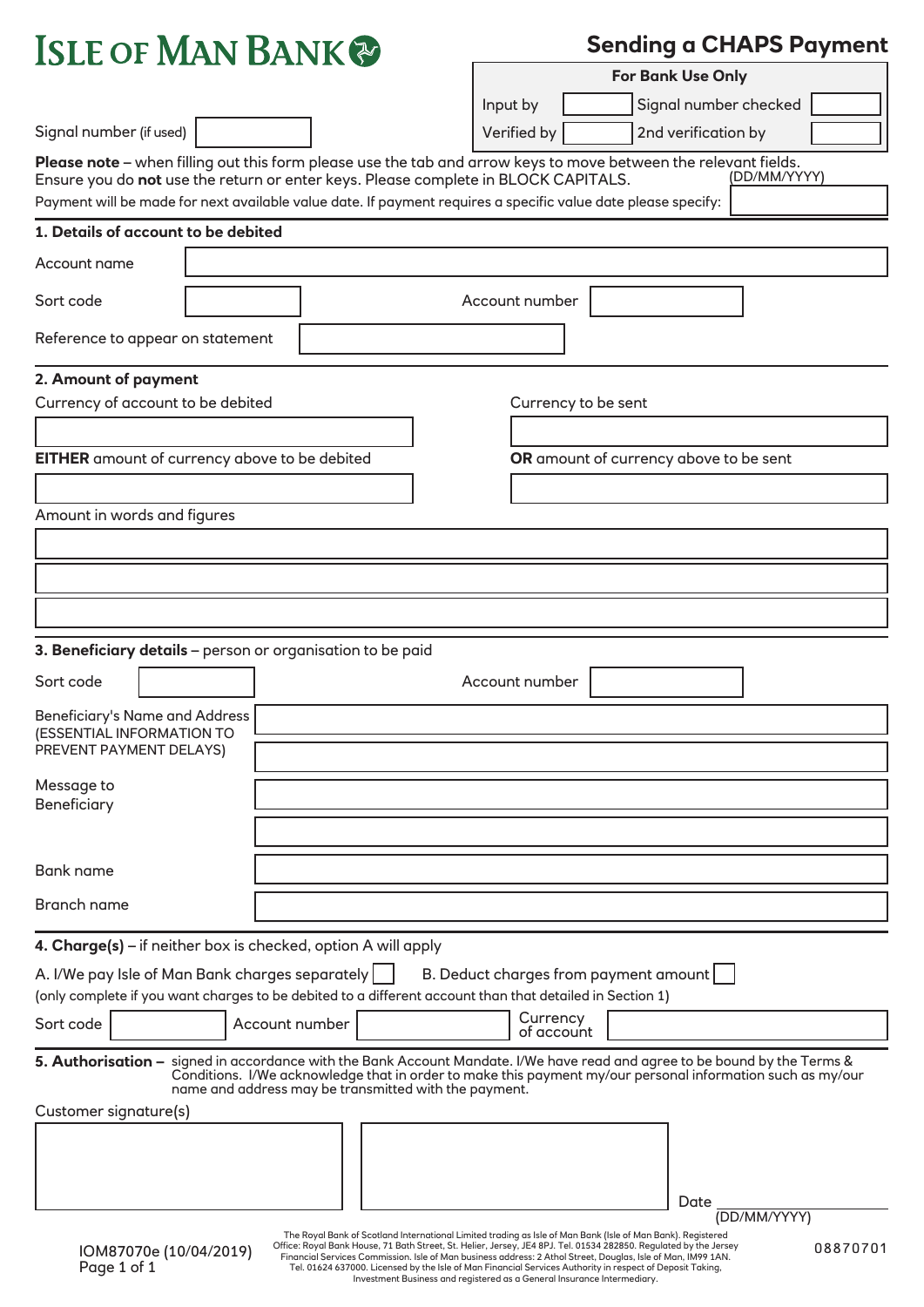# ISLE OF MAN BANK

## Sending a CHAPS Payment

| For Bank Use Only | | | |
|---|---|---|---|
| Input by | | Signal number checked | |
| Verified by | | 2nd verification by | |

Signal number (if used)

**Please note** – when filling out this form please use the tab and arrow keys to move between the relevant fields. Ensure you do **not** use the return or enter keys. Please complete in BLOCK CAPITALS.

Payment will be made for next available value date. If payment requires a specific value date please specify: (DD/MM/YYYY)

### 1. Details of account to be debited

Account name

Sort code

Account number

Reference to appear on statement

### 2. Amount of payment

Currency of account to be debited

Currency to be sent

**EITHER** amount of currency above to be debited

**OR** amount of currency above to be sent

Amount in words and figures

### 3. Beneficiary details – person or organisation to be paid

Sort code

Account number

Beneficiary's Name and Address (ESSENTIAL INFORMATION TO PREVENT PAYMENT DELAYS)

Message to Beneficiary

Bank name

Branch name

### 4. Charge(s) – if neither box is checked, option A will apply

A. I/We pay Isle of Man Bank charges separately ☐

B. Deduct charges from payment amount ☐

(only complete if you want charges to be debited to a different account than that detailed in Section 1)

Sort code

Account number

Currency of account

### 5. Authorisation – signed in accordance with the Bank Account Mandate. I/We have read and agree to be bound by the Terms & Conditions. I/We acknowledge that in order to make this payment my/our personal information such as my/our name and address may be transmitted with the payment.

Customer signature(s)

Date (DD/MM/YYYY)

IOM87070e (10/04/2019)

The Royal Bank of Scotland International Limited trading as Isle of Man Bank (Isle of Man Bank). Registered Office: Royal Bank House, 71 Bath Street, St. Helier, Jersey, JE4 8PJ. Tel. 01534 282850. Regulated by the Jersey Financial Services Commission. Isle of Man business address: 2 Athol Street, Douglas, Isle of Man, IM99 1AN. Tel. 01624 637000. Licensed by the Isle of Man Financial Services Authority in respect of Deposit Taking, Investment Business and registered as a General Insurance Intermediary.

08870701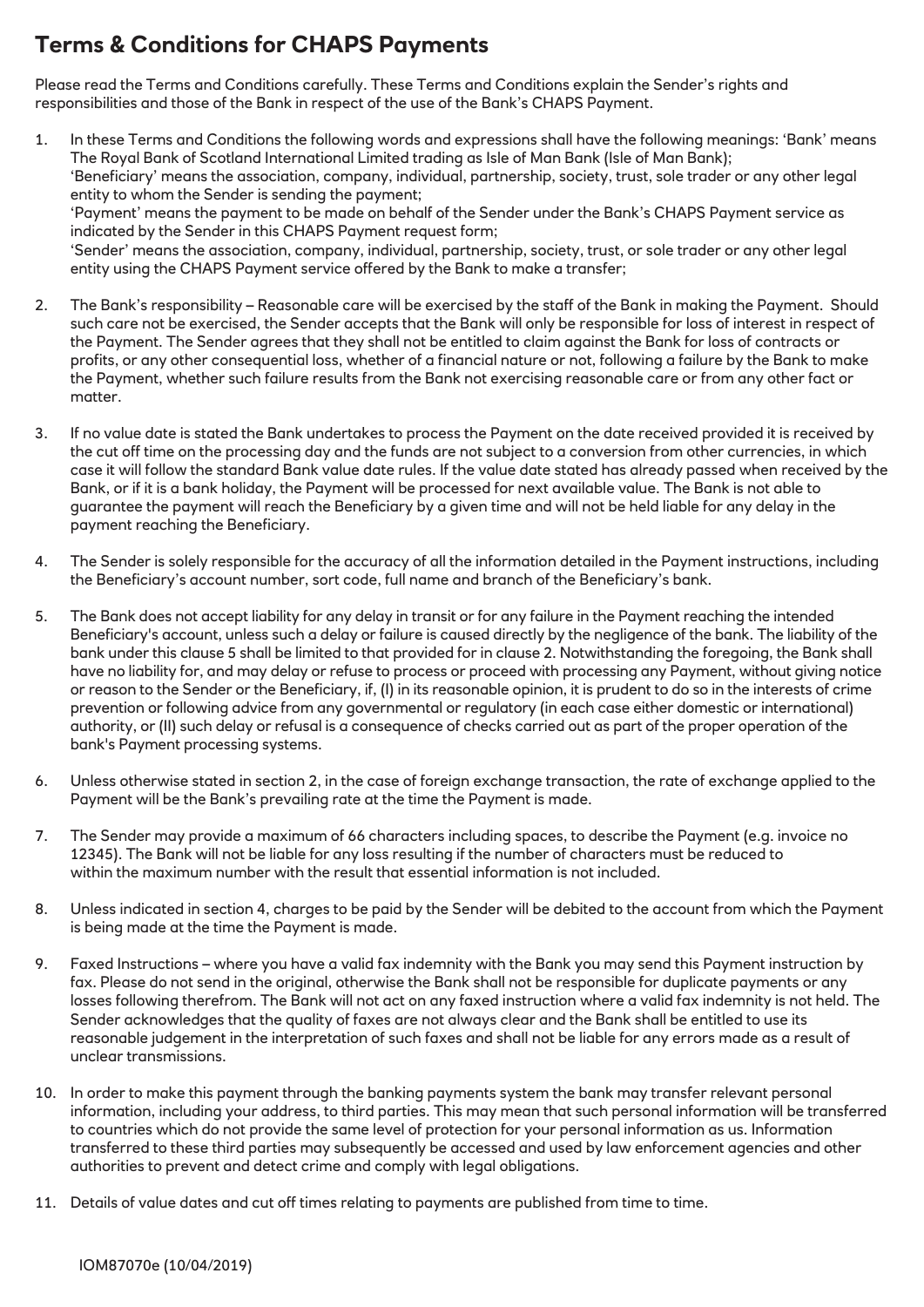# Terms & Conditions for CHAPS Payments

Please read the Terms and Conditions carefully. These Terms and Conditions explain the Sender's rights and responsibilities and those of the Bank in respect of the use of the Bank's CHAPS Payment.

1. In these Terms and Conditions the following words and expressions shall have the following meanings: 'Bank' means The Royal Bank of Scotland International Limited trading as Isle of Man Bank (Isle of Man Bank);
   'Beneficiary' means the association, company, individual, partnership, society, trust, sole trader or any other legal entity to whom the Sender is sending the payment;
   'Payment' means the payment to be made on behalf of the Sender under the Bank's CHAPS Payment service as indicated by the Sender in this CHAPS Payment request form;
   'Sender' means the association, company, individual, partnership, society, trust, or sole trader or any other legal entity using the CHAPS Payment service offered by the Bank to make a transfer;

2. The Bank's responsibility – Reasonable care will be exercised by the staff of the Bank in making the Payment. Should such care not be exercised, the Sender accepts that the Bank will only be responsible for loss of interest in respect of the Payment. The Sender agrees that they shall not be entitled to claim against the Bank for loss of contracts or profits, or any other consequential loss, whether of a financial nature or not, following a failure by the Bank to make the Payment, whether such failure results from the Bank not exercising reasonable care or from any other fact or matter.

3. If no value date is stated the Bank undertakes to process the Payment on the date received provided it is received by the cut off time on the processing day and the funds are not subject to a conversion from other currencies, in which case it will follow the standard Bank value date rules. If the value date stated has already passed when received by the Bank, or if it is a bank holiday, the Payment will be processed for next available value. The Bank is not able to guarantee the payment will reach the Beneficiary by a given time and will not be held liable for any delay in the payment reaching the Beneficiary.

4. The Sender is solely responsible for the accuracy of all the information detailed in the Payment instructions, including the Beneficiary's account number, sort code, full name and branch of the Beneficiary's bank.

5. The Bank does not accept liability for any delay in transit or for any failure in the Payment reaching the intended Beneficiary's account, unless such a delay or failure is caused directly by the negligence of the bank. The liability of the bank under this clause 5 shall be limited to that provided for in clause 2. Notwithstanding the foregoing, the Bank shall have no liability for, and may delay or refuse to process or proceed with processing any Payment, without giving notice or reason to the Sender or the Beneficiary, if, (I) in its reasonable opinion, it is prudent to do so in the interests of crime prevention or following advice from any governmental or regulatory (in each case either domestic or international) authority, or (II) such delay or refusal is a consequence of checks carried out as part of the proper operation of the bank's Payment processing systems.

6. Unless otherwise stated in section 2, in the case of foreign exchange transaction, the rate of exchange applied to the Payment will be the Bank's prevailing rate at the time the Payment is made.

7. The Sender may provide a maximum of 66 characters including spaces, to describe the Payment (e.g. invoice no 12345). The Bank will not be liable for any loss resulting if the number of characters must be reduced to within the maximum number with the result that essential information is not included.

8. Unless indicated in section 4, charges to be paid by the Sender will be debited to the account from which the Payment is being made at the time the Payment is made.

9. Faxed Instructions – where you have a valid fax indemnity with the Bank you may send this Payment instruction by fax. Please do not send in the original, otherwise the Bank shall not be responsible for duplicate payments or any losses following therefrom. The Bank will not act on any faxed instruction where a valid fax indemnity is not held. The Sender acknowledges that the quality of faxes are not always clear and the Bank shall be entitled to use its reasonable judgement in the interpretation of such faxes and shall not be liable for any errors made as a result of unclear transmissions.

10. In order to make this payment through the banking payments system the bank may transfer relevant personal information, including your address, to third parties. This may mean that such personal information will be transferred to countries which do not provide the same level of protection for your personal information as us. Information transferred to these third parties may subsequently be accessed and used by law enforcement agencies and other authorities to prevent and detect crime and comply with legal obligations.

11. Details of value dates and cut off times relating to payments are published from time to time.

IOM87070e (10/04/2019)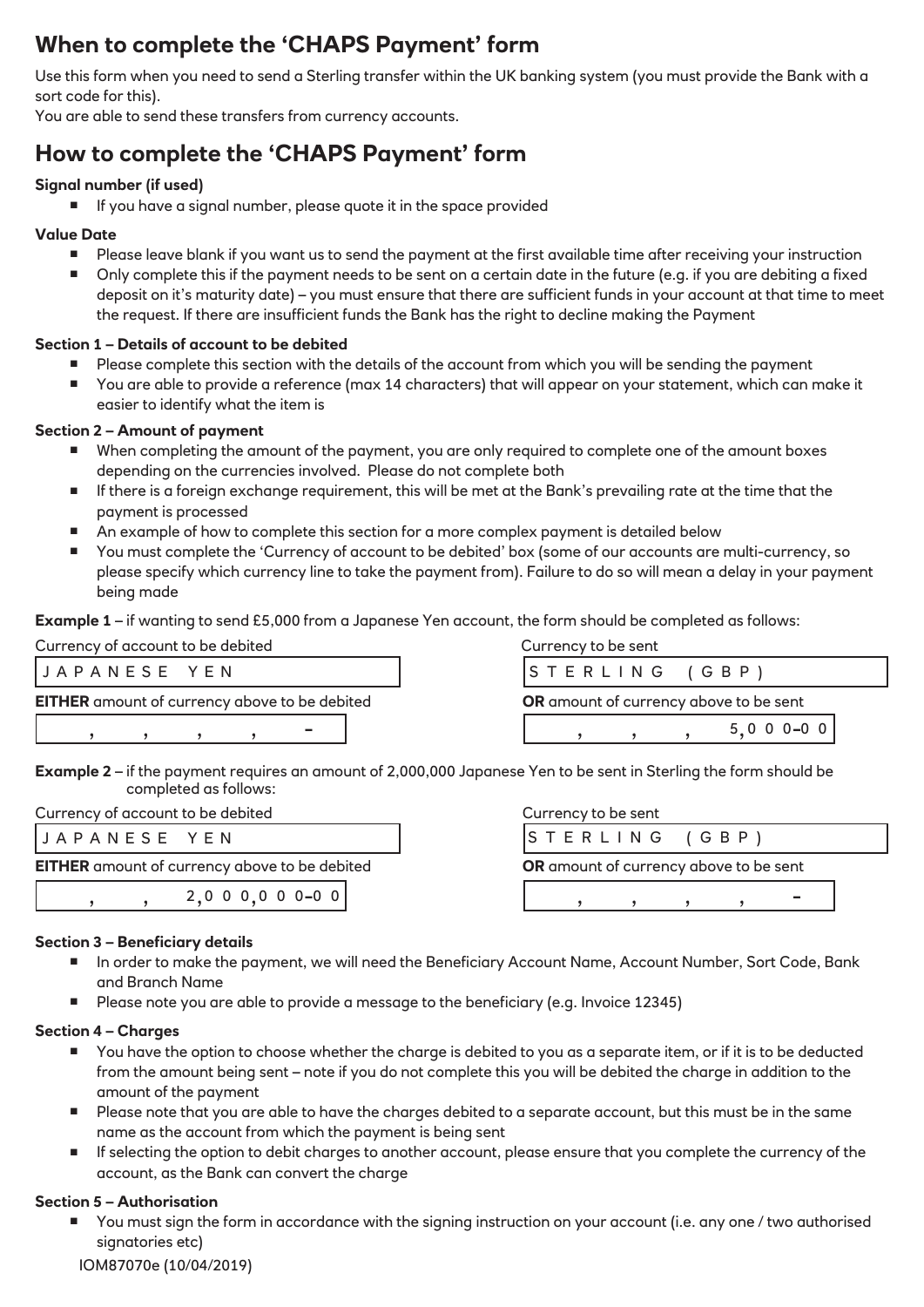## When to complete the 'CHAPS Payment' form

Use this form when you need to send a Sterling transfer within the UK banking system (you must provide the Bank with a sort code for this).
You are able to send these transfers from currency accounts.

## How to complete the 'CHAPS Payment' form

**Signal number (if used)**

- If you have a signal number, please quote it in the space provided

**Value Date**

- Please leave blank if you want us to send the payment at the first available time after receiving your instruction
- Only complete this if the payment needs to be sent on a certain date in the future (e.g. if you are debiting a fixed deposit on it's maturity date) – you must ensure that there are sufficient funds in your account at that time to meet the request. If there are insufficient funds the Bank has the right to decline making the Payment

**Section 1 – Details of account to be debited**

- Please complete this section with the details of the account from which you will be sending the payment
- You are able to provide a reference (max 14 characters) that will appear on your statement, which can make it easier to identify what the item is

**Section 2 – Amount of payment**

- When completing the amount of the payment, you are only required to complete one of the amount boxes depending on the currencies involved. Please do not complete both
- If there is a foreign exchange requirement, this will be met at the Bank's prevailing rate at the time that the payment is processed
- An example of how to complete this section for a more complex payment is detailed below
- You must complete the 'Currency of account to be debited' box (some of our accounts are multi-currency, so please specify which currency line to take the payment from). Failure to do so will mean a delay in your payment being made

**Example 1** – if wanting to send £5,000 from a Japanese Yen account, the form should be completed as follows:

| Currency of account to be debited | Currency to be sent |
|---|---|
| JAPANESE YEN | STERLING (GBP) |
| **EITHER** amount of currency above to be debited | **OR** amount of currency above to be sent |
| , , , , - | , , , 5,000-00 |

**Example 2** – if the payment requires an amount of 2,000,000 Japanese Yen to be sent in Sterling the form should be completed as follows:

| Currency of account to be debited | Currency to be sent |
|---|---|
| JAPANESE YEN | STERLING (GBP) |
| **EITHER** amount of currency above to be debited | **OR** amount of currency above to be sent |
| , , 2,000,000-00 | , , , , - |

**Section 3 – Beneficiary details**

- In order to make the payment, we will need the Beneficiary Account Name, Account Number, Sort Code, Bank and Branch Name
- Please note you are able to provide a message to the beneficiary (e.g. Invoice 12345)

**Section 4 – Charges**

- You have the option to choose whether the charge is debited to you as a separate item, or if it is to be deducted from the amount being sent – note if you do not complete this you will be debited the charge in addition to the amount of the payment
- Please note that you are able to have the charges debited to a separate account, but this must be in the same name as the account from which the payment is being sent
- If selecting the option to debit charges to another account, please ensure that you complete the currency of the account, as the Bank can convert the charge

**Section 5 – Authorisation**

- You must sign the form in accordance with the signing instruction on your account (i.e. any one / two authorised signatories etc)

IOM87070e (10/04/2019)